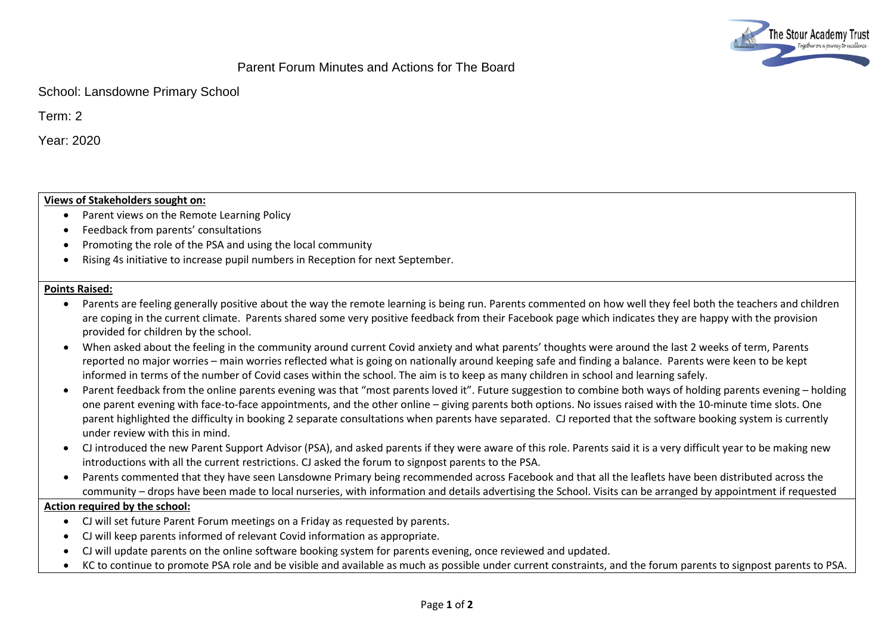# Parent Forum Minutes and Actions for The Board

School: Lansdowne Primary School

Term: 2

Year: 2020

**Views of Stakeholders sought on:**

- Parent views on the Remote Learning Policy
- Feedback from parents' consultations
- Promoting the role of the PSA and using the local community
- Rising 4s initiative to increase pupil numbers in Reception for next September.

**Points Raised:**

- Parents are feeling generally positive about the way the remote learning is being run. Parents commented on how well they feel both the teachers and children are coping in the current climate. Parents shared some very positive feedback from their Facebook page which indicates they are happy with the provision provided for children by the school.
- When asked about the feeling in the community around current Covid anxiety and what parents' thoughts were around the last 2 weeks of term, Parents reported no major worries – main worries reflected what is going on nationally around keeping safe and finding a balance. Parents were keen to be kept informed in terms of the number of Covid cases within the school. The aim is to keep as many children in school and learning safely.
- Parent feedback from the online parents evening was that "most parents loved it". Future suggestion to combine both ways of holding parents evening – holding one parent evening with face-to-face appointments, and the other online – giving parents both options. No issues raised with the 10-minute time slots. One parent highlighted the difficulty in booking 2 separate consultations when parents have separated. CJ reported that the software booking system is currently under review with this in mind.
- CJ introduced the new Parent Support Advisor (PSA), and asked parents if they were aware of this role. Parents said it is a very difficult year to be making new introductions with all the current restrictions. CJ asked the forum to signpost parents to the PSA.
- Parents commented that they have seen Lansdowne Primary being recommended across Facebook and that all the leaflets have been distributed across the community – drops have been made to local nurseries, with information and details advertising the School. Visits can be arranged by appointment if requested

**Action required by the school:**

- CJ will set future Parent Forum meetings on a Friday as requested by parents.
- CJ will keep parents informed of relevant Covid information as appropriate.
- CJ will update parents on the online software booking system for parents evening, once reviewed and updated.
- KC to continue to promote PSA role and be visible and available as much as possible under current constraints, and the forum parents to signpost parents to PSA.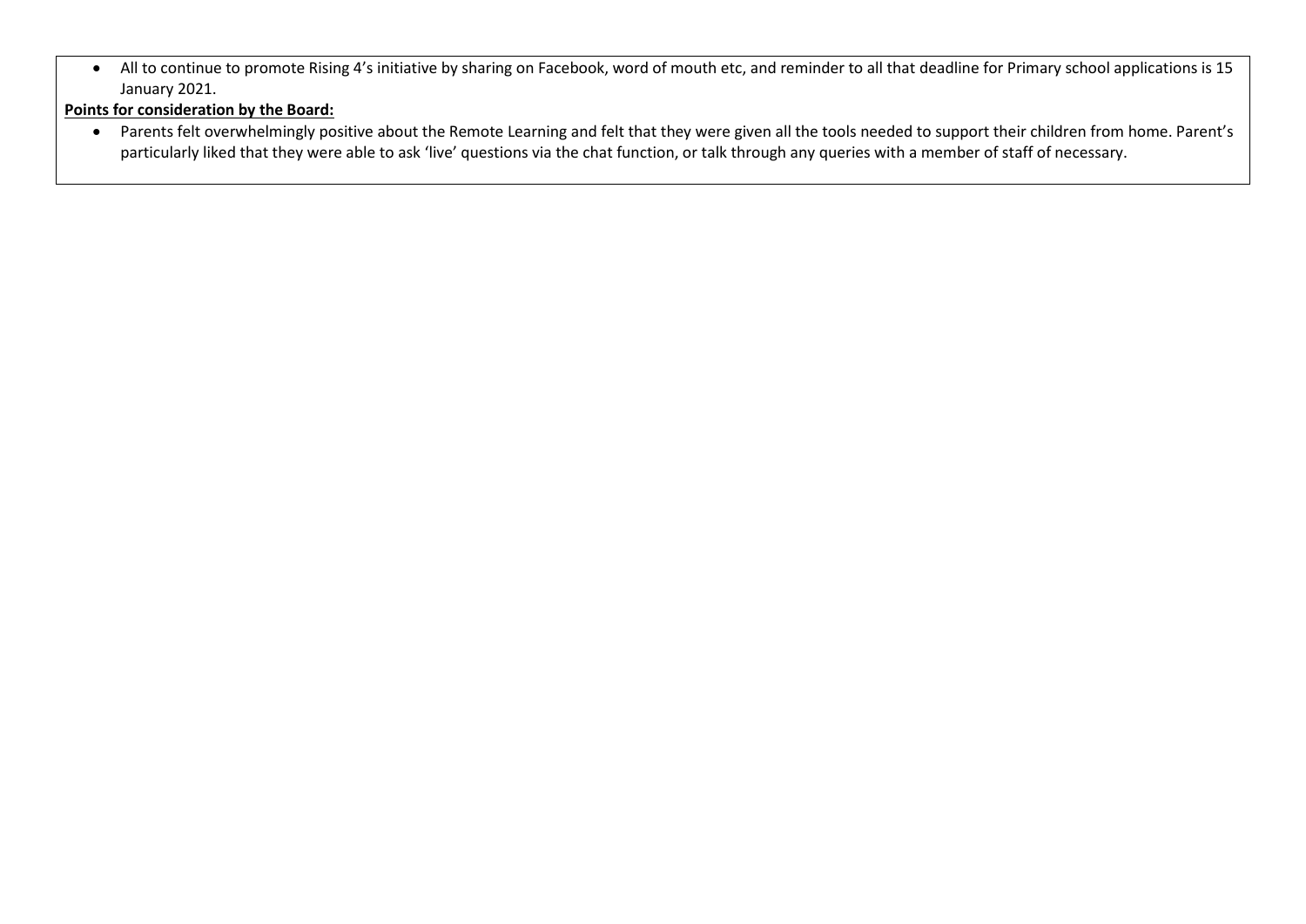- All to continue to promote Rising 4's initiative by sharing on Facebook, word of mouth etc, and reminder to all that deadline for Primary school applications is 15 January 2021.

**Points for consideration by the Board:**

- Parents felt overwhelmingly positive about the Remote Learning and felt that they were given all the tools needed to support their children from home. Parent's particularly liked that they were able to ask 'live' questions via the chat function, or talk through any queries with a member of staff of necessary.